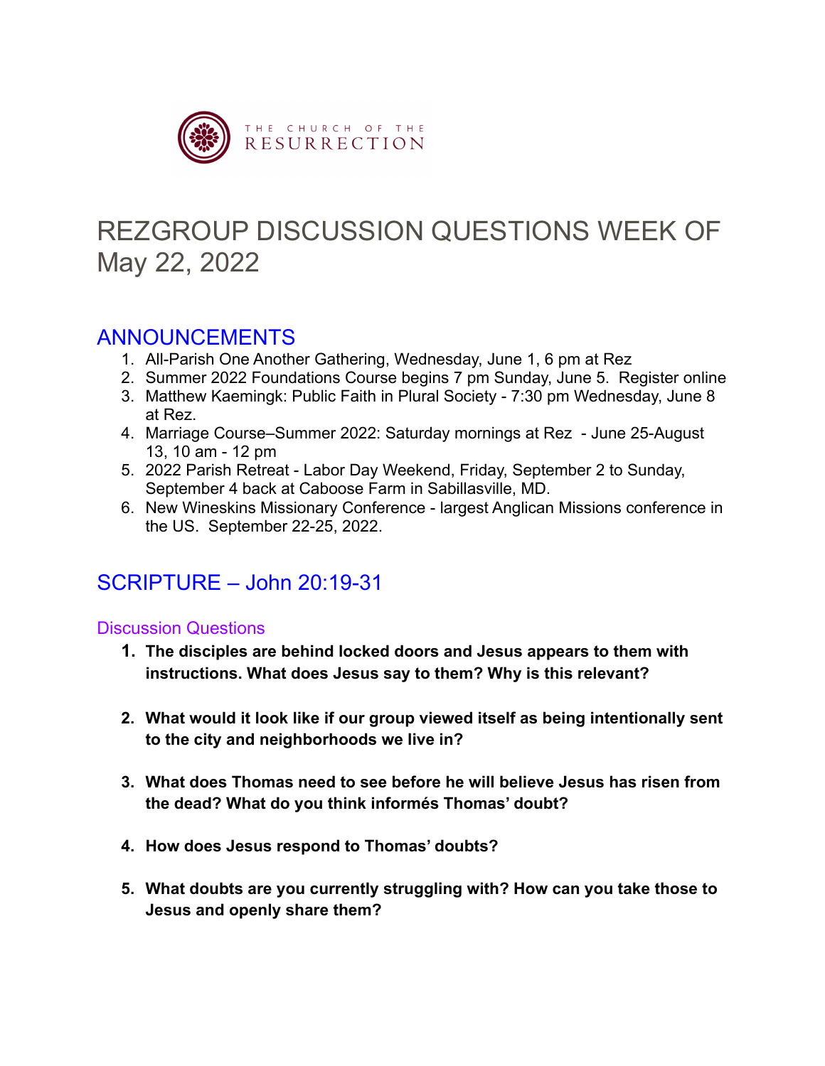THE CHURCH OF THE RESURRECTION

# REZGROUP DISCUSSION QUESTIONS WEEK OF May 22, 2022

## ANNOUNCEMENTS

1. All-Parish One Another Gathering, Wednesday, June 1, 6 pm at Rez
2. Summer 2022 Foundations Course begins 7 pm Sunday, June 5. Register online
3. Matthew Kaemingk: Public Faith in Plural Society - 7:30 pm Wednesday, June 8 at Rez.
4. Marriage Course–Summer 2022: Saturday mornings at Rez - June 25-August 13, 10 am - 12 pm
5. 2022 Parish Retreat - Labor Day Weekend, Friday, September 2 to Sunday, September 4 back at Caboose Farm in Sabillasville, MD.
6. New Wineskins Missionary Conference - largest Anglican Missions conference in the US. September 22-25, 2022.

## SCRIPTURE – John 20:19-31

### Discussion Questions

1. **The disciples are behind locked doors and Jesus appears to them with instructions. What does Jesus say to them? Why is this relevant?**

2. **What would it look like if our group viewed itself as being intentionally sent to the city and neighborhoods we live in?**

3. **What does Thomas need to see before he will believe Jesus has risen from the dead? What do you think informés Thomas' doubt?**

4. **How does Jesus respond to Thomas' doubts?**

5. **What doubts are you currently struggling with? How can you take those to Jesus and openly share them?**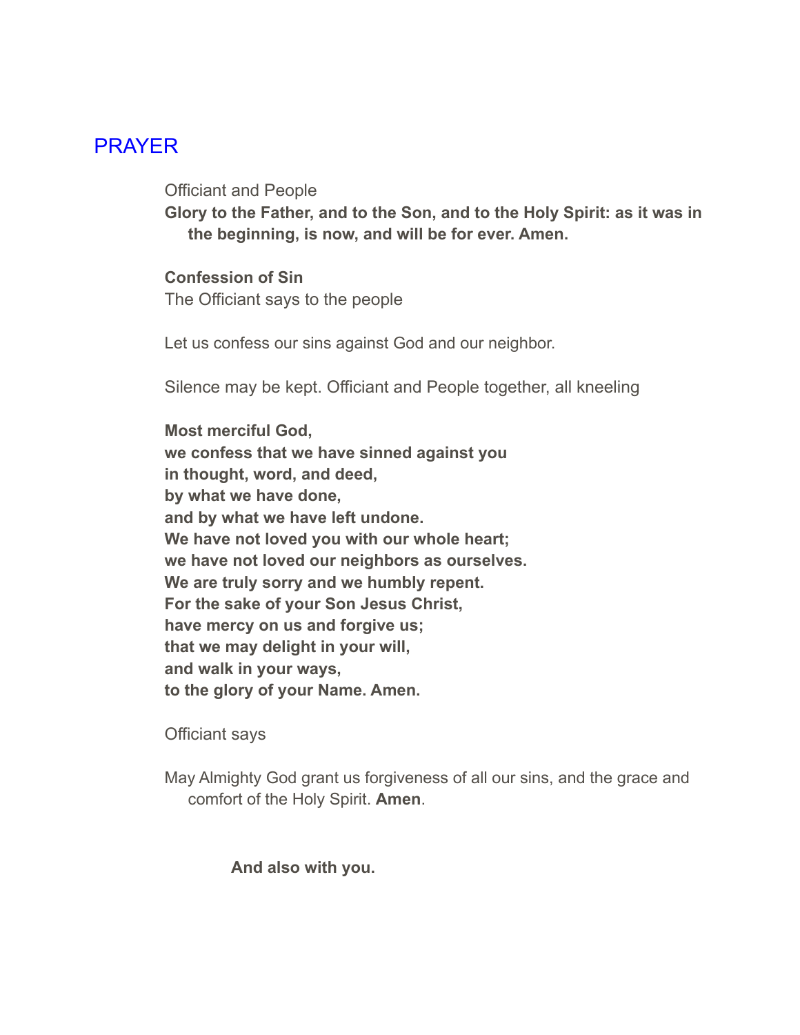# PRAYER

Officiant and People

**Glory to the Father, and to the Son, and to the Holy Spirit: as it was in the beginning, is now, and will be for ever. Amen.**

**Confession of Sin**

The Officiant says to the people

Let us confess our sins against God and our neighbor.

Silence may be kept. Officiant and People together, all kneeling

**Most merciful God,**
**we confess that we have sinned against you**
**in thought, word, and deed,**
**by what we have done,**
**and by what we have left undone.**
**We have not loved you with our whole heart;**
**we have not loved our neighbors as ourselves.**
**We are truly sorry and we humbly repent.**
**For the sake of your Son Jesus Christ,**
**have mercy on us and forgive us;**
**that we may delight in your will,**
**and walk in your ways,**
**to the glory of your Name. Amen.**

Officiant says

May Almighty God grant us forgiveness of all our sins, and the grace and comfort of the Holy Spirit. **Amen**.

**And also with you.**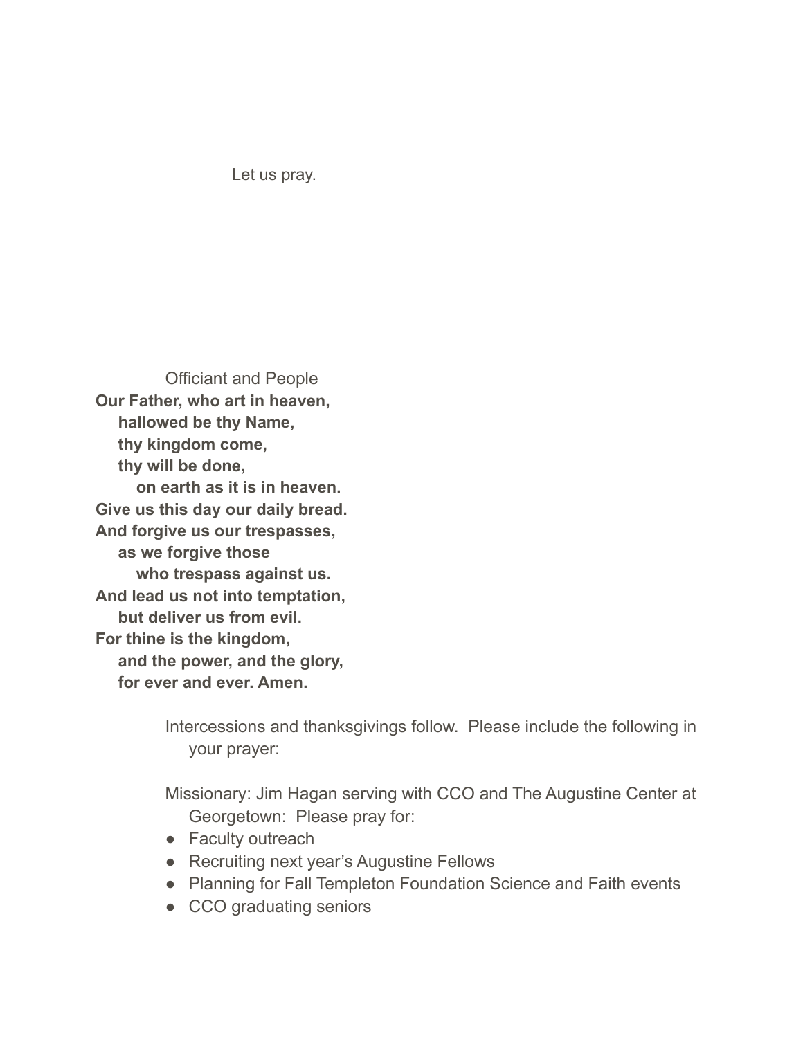Let us pray.

Officiant and People

**Our Father, who art in heaven,**
**hallowed be thy Name,**
**thy kingdom come,**
**thy will be done,**
**on earth as it is in heaven.**
**Give us this day our daily bread.**
**And forgive us our trespasses,**
**as we forgive those**
**who trespass against us.**
**And lead us not into temptation,**
**but deliver us from evil.**
**For thine is the kingdom,**
**and the power, and the glory,**
**for ever and ever. Amen.**

Intercessions and thanksgivings follow. Please include the following in your prayer:

Missionary: Jim Hagan serving with CCO and The Augustine Center at Georgetown: Please pray for:

- Faculty outreach
- Recruiting next year's Augustine Fellows
- Planning for Fall Templeton Foundation Science and Faith events
- CCO graduating seniors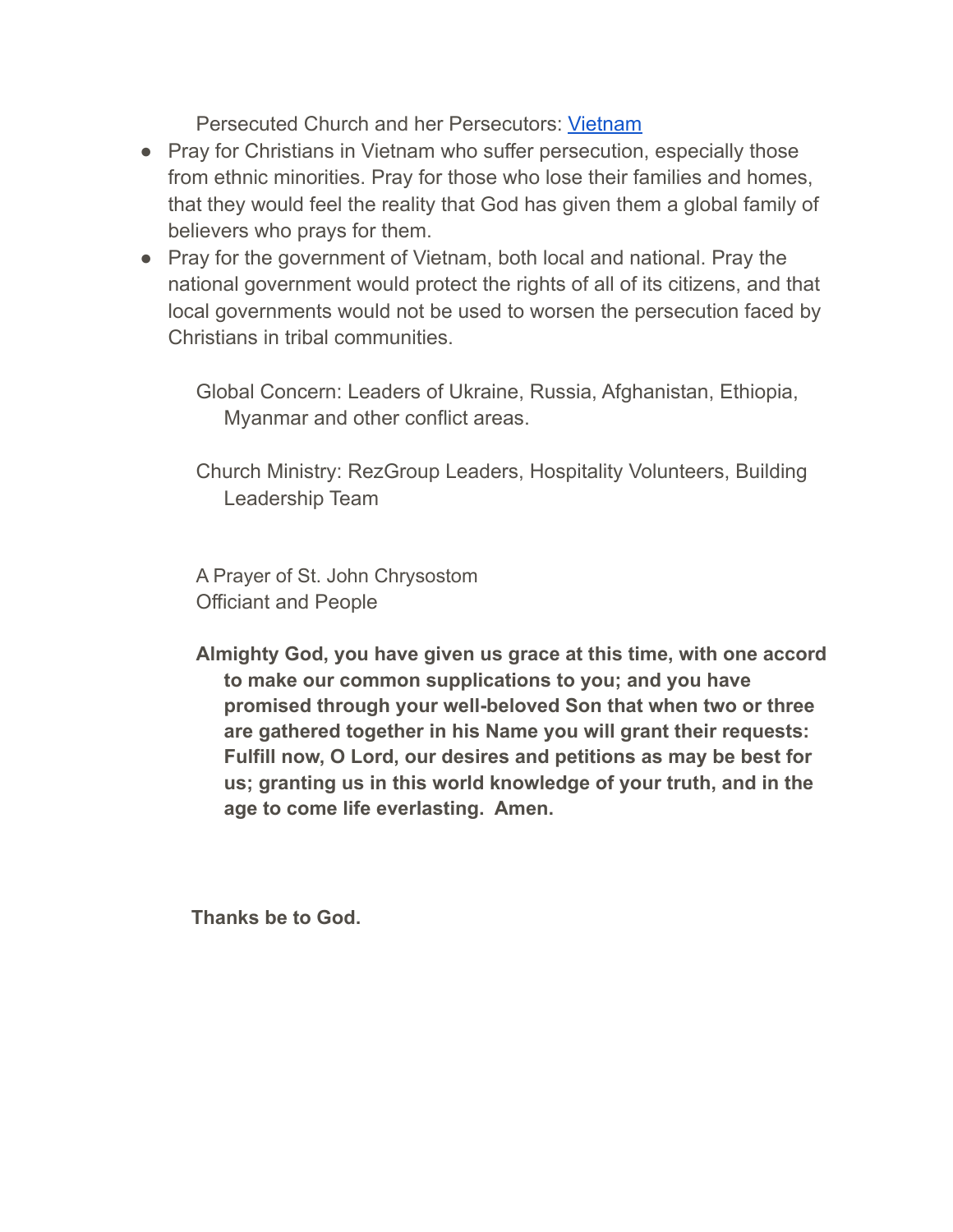Persecuted Church and her Persecutors: Vietnam

- Pray for Christians in Vietnam who suffer persecution, especially those from ethnic minorities. Pray for those who lose their families and homes, that they would feel the reality that God has given them a global family of believers who prays for them.
- Pray for the government of Vietnam, both local and national. Pray the national government would protect the rights of all of its citizens, and that local governments would not be used to worsen the persecution faced by Christians in tribal communities.

Global Concern: Leaders of Ukraine, Russia, Afghanistan, Ethiopia, Myanmar and other conflict areas.

Church Ministry: RezGroup Leaders, Hospitality Volunteers, Building Leadership Team

A Prayer of St. John Chrysostom
Officiant and People

**Almighty God, you have given us grace at this time, with one accord to make our common supplications to you; and you have promised through your well-beloved Son that when two or three are gathered together in his Name you will grant their requests: Fulfill now, O Lord, our desires and petitions as may be best for us; granting us in this world knowledge of your truth, and in the age to come life everlasting. Amen.**

**Thanks be to God.**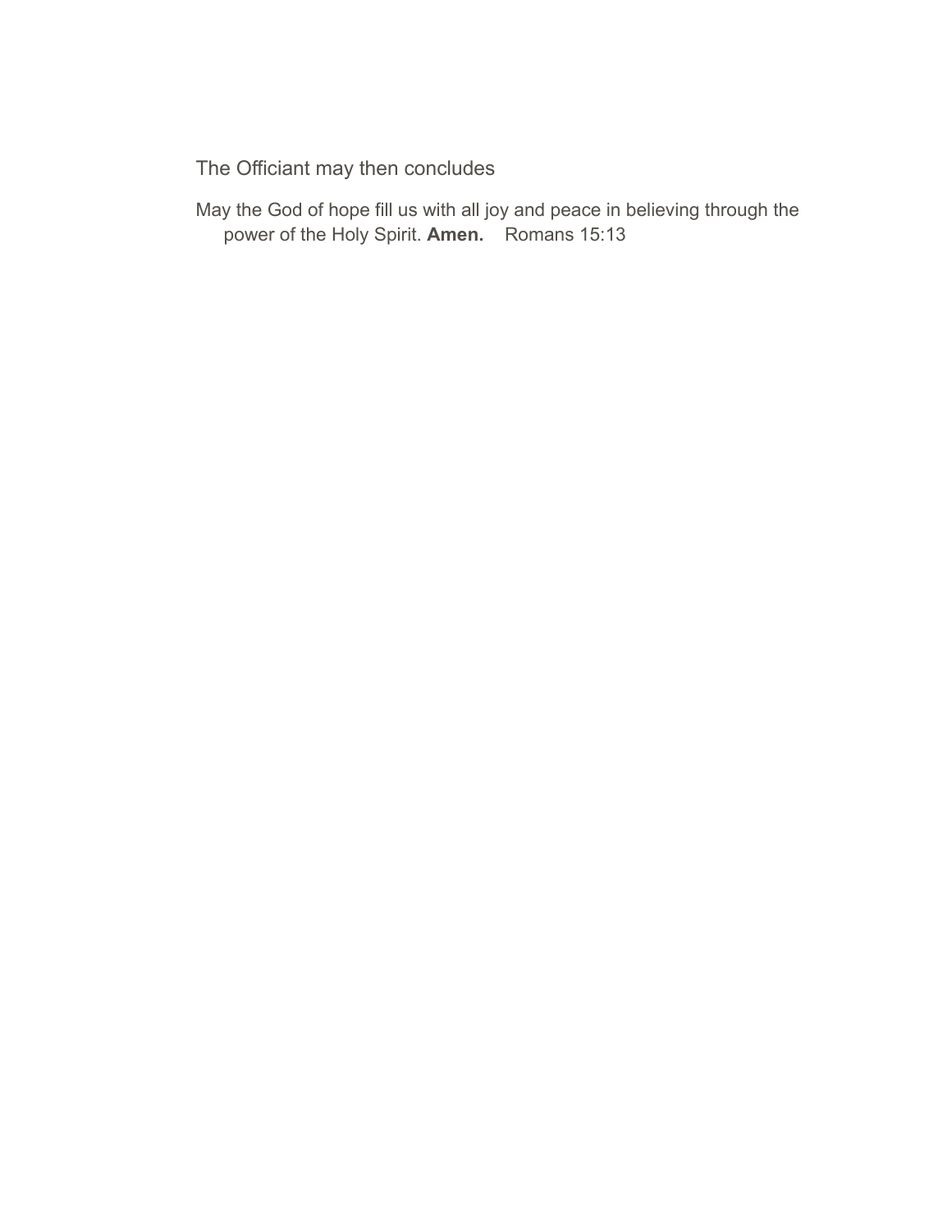The Officiant may then concludes

May the God of hope fill us with all joy and peace in believing through the power of the Holy Spirit. **Amen.**    Romans 15:13